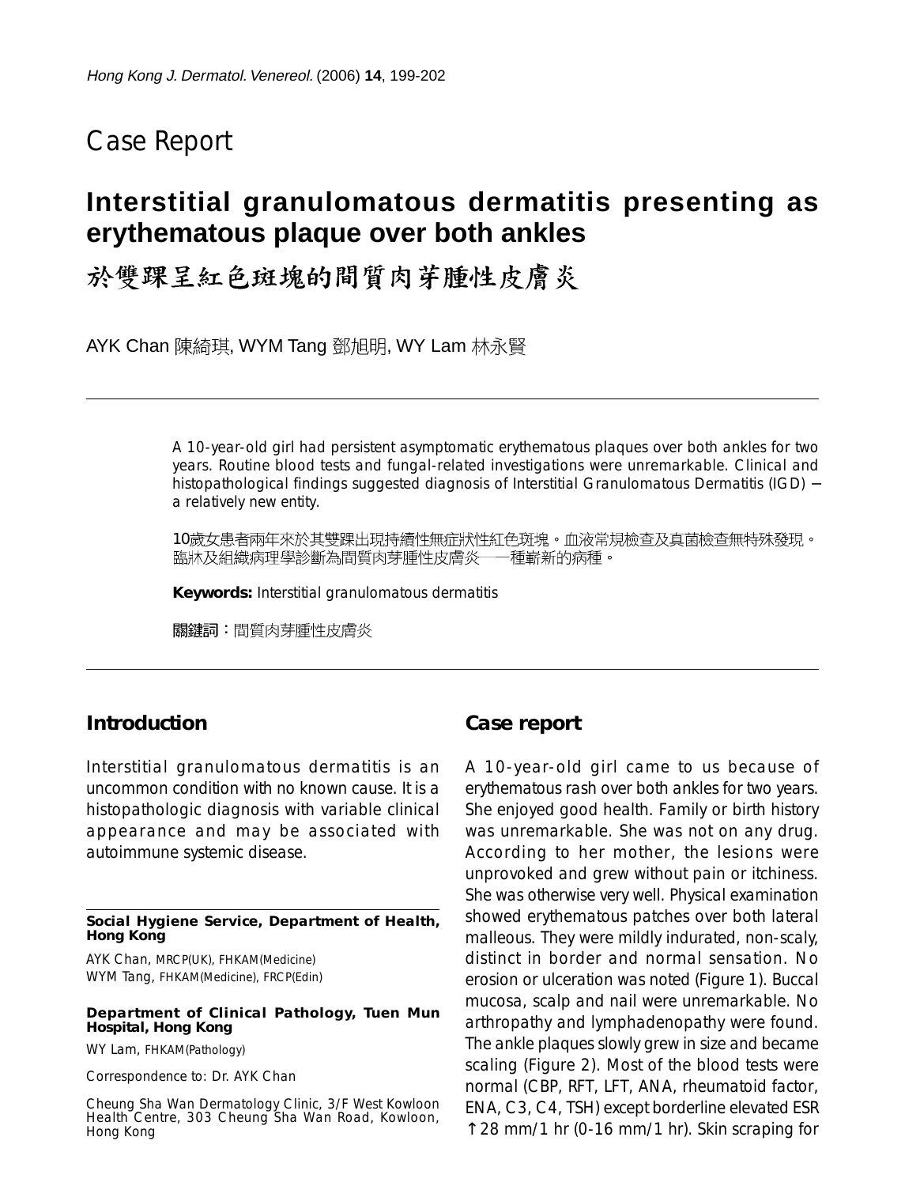Case Report

# Interstitial granulomatous dermatitis presenting as erythematous plaque over both ankles

# 於雙踝呈紅色斑塊的間質肉芽腫性皮膚炎

AYK Chan 陳綺琪, WYM Tang 鄧旭明, WY Lam 林永賢

---

A 10-year-old girl had persistent asymptomatic erythematous plaques over both ankles for two years. Routine blood tests and fungal-related investigations were unremarkable. Clinical and histopathological findings suggested diagnosis of Interstitial Granulomatous Dermatitis (IGD) – a relatively new entity.

10歲女患者兩年來於其雙踝出現持續性無症狀性紅色斑塊。血液常規檢查及真菌檢查無特殊發現。臨牀及組織病理學診斷為間質肉芽腫性皮膚炎──一種嶄新的病種。

**Keywords:** Interstitial granulomatous dermatitis

**關鍵詞：**間質肉芽腫性皮膚炎

---

## Introduction

Interstitial granulomatous dermatitis is an uncommon condition with no known cause. It is a histopathologic diagnosis with variable clinical appearance and may be associated with autoimmune systemic disease.

## Case report

A 10-year-old girl came to us because of erythematous rash over both ankles for two years. She enjoyed good health. Family or birth history was unremarkable. She was not on any drug. According to her mother, the lesions were unprovoked and grew without pain or itchiness. She was otherwise very well. Physical examination showed erythematous patches over both lateral malleous. They were mildly indurated, non-scaly, distinct in border and normal sensation. No erosion or ulceration was noted (Figure 1). Buccal mucosa, scalp and nail were unremarkable. No arthropathy and lymphadenopathy were found. The ankle plaques slowly grew in size and became scaling (Figure 2). Most of the blood tests were normal (CBP, RFT, LFT, ANA, rheumatoid factor, ENA, C3, C4, TSH) except borderline elevated ESR ↑28 mm/1 hr (0-16 mm/1 hr). Skin scraping for

---

**Social Hygiene Service, Department of Health, Hong Kong**

AYK Chan, MRCP(UK), FHKAM(Medicine)
WYM Tang, FHKAM(Medicine), FRCP(Edin)

**Department of Clinical Pathology, Tuen Mun Hospital, Hong Kong**

WY Lam, FHKAM(Pathology)

Correspondence to: Dr. AYK Chan

Cheung Sha Wan Dermatology Clinic, 3/F West Kowloon Health Centre, 303 Cheung Sha Wan Road, Kowloon, Hong Kong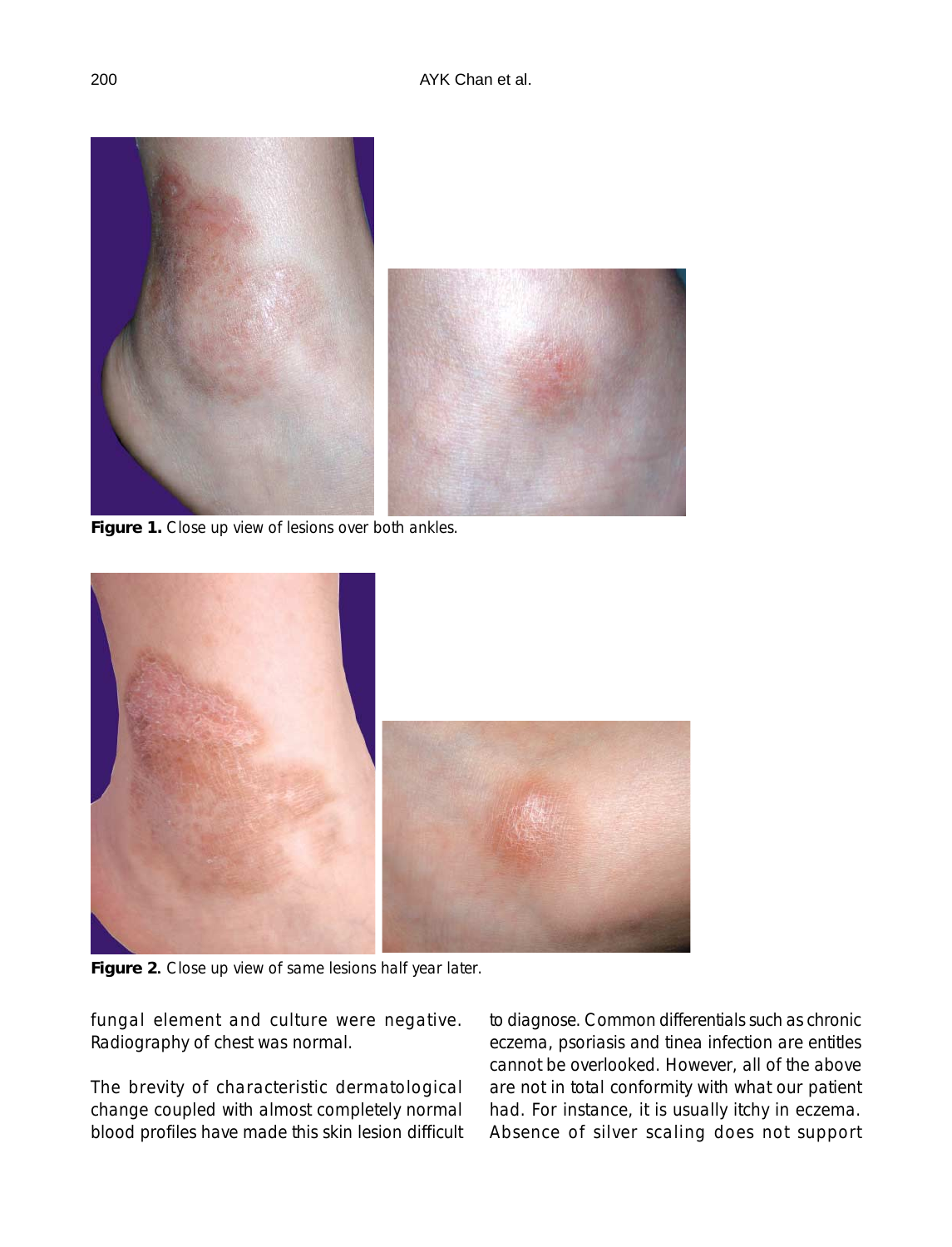**Figure 1.** Close up view of lesions over both ankles.

**Figure 2.** Close up view of same lesions half year later.

fungal element and culture were negative. Radiography of chest was normal.

The brevity of characteristic dermatological change coupled with almost completely normal blood profiles have made this skin lesion difficult to diagnose. Common differentials such as chronic eczema, psoriasis and tinea infection are entitles cannot be overlooked. However, all of the above are not in total conformity with what our patient had. For instance, it is usually itchy in eczema. Absence of silver scaling does not support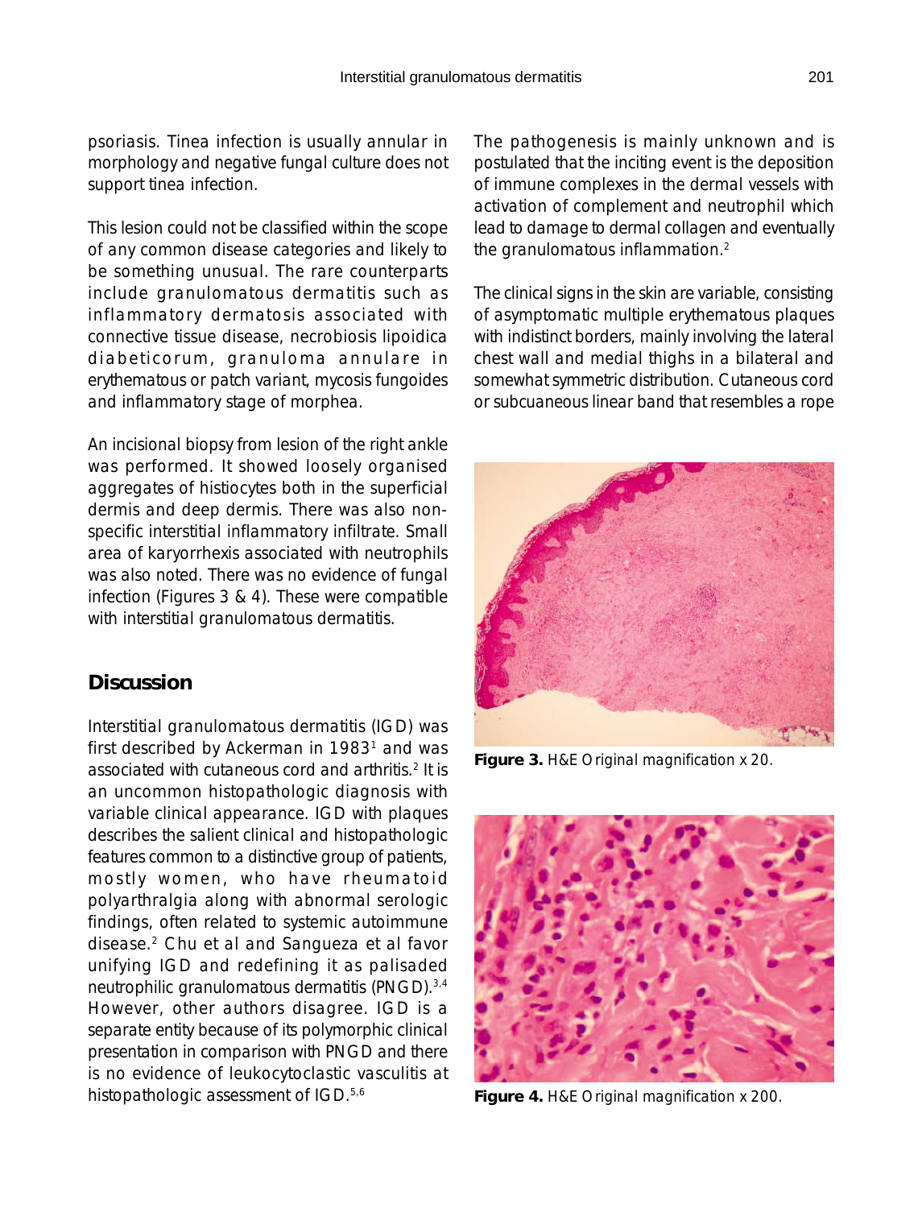psoriasis. Tinea infection is usually annular in morphology and negative fungal culture does not support tinea infection.

This lesion could not be classified within the scope of any common disease categories and likely to be something unusual. The rare counterparts include granulomatous dermatitis such as inflammatory dermatosis associated with connective tissue disease, necrobiosis lipoidica diabeticorum, granuloma annulare in erythematous or patch variant, mycosis fungoides and inflammatory stage of morphea.

An incisional biopsy from lesion of the right ankle was performed. It showed loosely organised aggregates of histiocytes both in the superficial dermis and deep dermis. There was also non-specific interstitial inflammatory infiltrate. Small area of karyorrhexis associated with neutrophils was also noted. There was no evidence of fungal infection (Figures 3 & 4). These were compatible with interstitial granulomatous dermatitis.

## Discussion

Interstitial granulomatous dermatitis (IGD) was first described by Ackerman in 1983[1] and was associated with cutaneous cord and arthritis.[2] It is an uncommon histopathologic diagnosis with variable clinical appearance. IGD with plaques describes the salient clinical and histopathologic features common to a distinctive group of patients, mostly women, who have rheumatoid polyarthralgia along with abnormal serologic findings, often related to systemic autoimmune disease.[2] Chu et al and Sangueza et al favor unifying IGD and redefining it as palisaded neutrophilic granulomatous dermatitis (PNGD).[3,4] However, other authors disagree. IGD is a separate entity because of its polymorphic clinical presentation in comparison with PNGD and there is no evidence of leukocytoclastic vasculitis at histopathologic assessment of IGD.[5,6]

The pathogenesis is mainly unknown and is postulated that the inciting event is the deposition of immune complexes in the dermal vessels with activation of complement and neutrophil which lead to damage to dermal collagen and eventually the granulomatous inflammation.[2]

The clinical signs in the skin are variable, consisting of asymptomatic multiple erythematous plaques with indistinct borders, mainly involving the lateral chest wall and medial thighs in a bilateral and somewhat symmetric distribution. Cutaneous cord or subcuaneous linear band that resembles a rope

**Figure 3.** H&E Original magnification x 20.

**Figure 4.** H&E Original magnification x 200.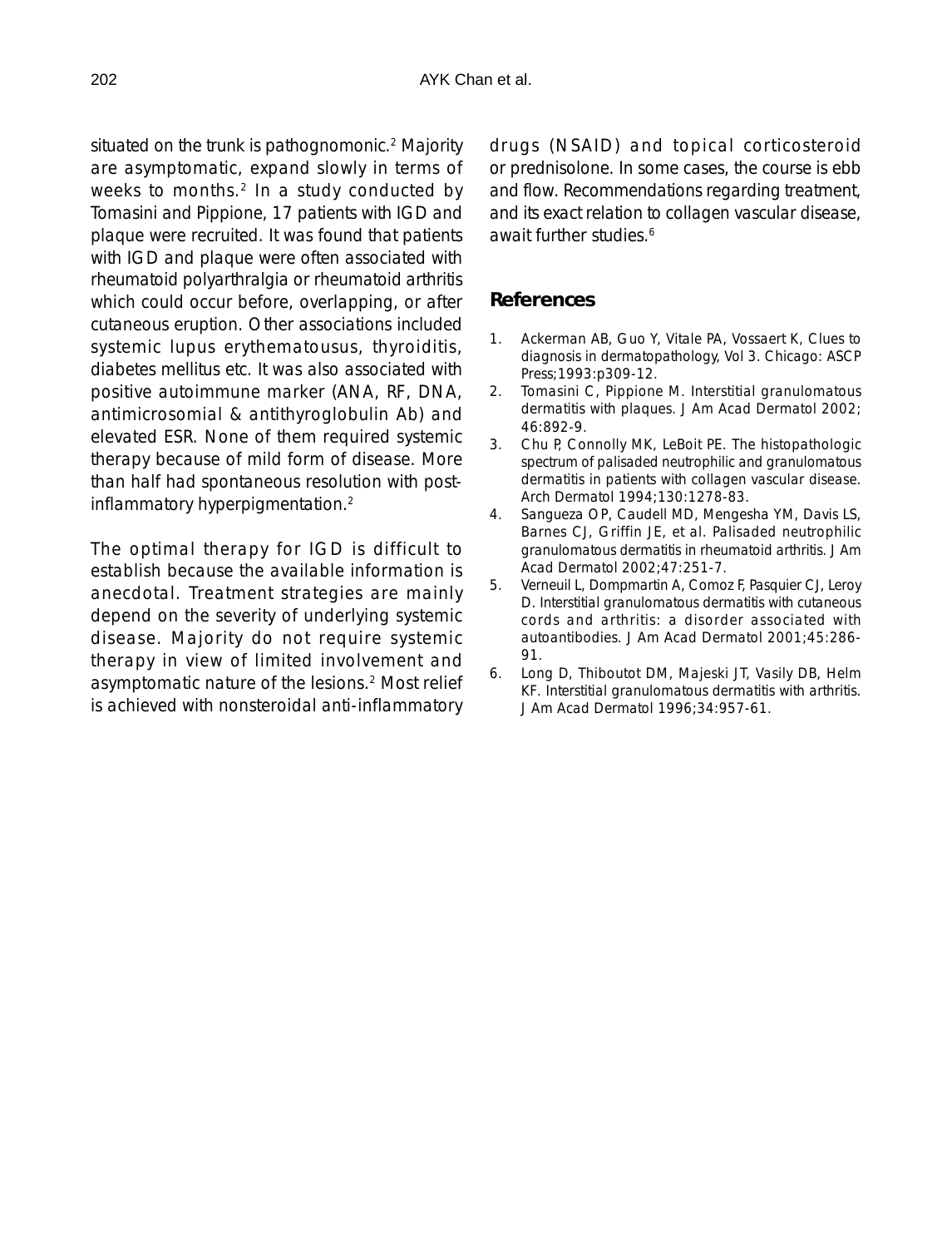situated on the trunk is pathognomonic.[2] Majority are asymptomatic, expand slowly in terms of weeks to months.[2] In a study conducted by Tomasini and Pippione, 17 patients with IGD and plaque were recruited. It was found that patients with IGD and plaque were often associated with rheumatoid polyarthralgia or rheumatoid arthritis which could occur before, overlapping, or after cutaneous eruption. Other associations included systemic lupus erythematousus, thyroiditis, diabetes mellitus etc. It was also associated with positive autoimmune marker (ANA, RF, DNA, antimicrosomial & antithyroglobulin Ab) and elevated ESR. None of them required systemic therapy because of mild form of disease. More than half had spontaneous resolution with post-inflammatory hyperpigmentation.[2]

The optimal therapy for IGD is difficult to establish because the available information is anecdotal. Treatment strategies are mainly depend on the severity of underlying systemic disease. Majority do not require systemic therapy in view of limited involvement and asymptomatic nature of the lesions.[2] Most relief is achieved with nonsteroidal anti-inflammatory drugs (NSAID) and topical corticosteroid or prednisolone. In some cases, the course is ebb and flow. Recommendations regarding treatment, and its exact relation to collagen vascular disease, await further studies.[6]

## References

1. Ackerman AB, Guo Y, Vitale PA, Vossaert K, Clues to diagnosis in dermatopathology, Vol 3. Chicago: ASCP Press;1993:p309-12.
2. Tomasini C, Pippione M. Interstitial granulomatous dermatitis with plaques. J Am Acad Dermatol 2002; 46:892-9.
3. Chu P, Connolly MK, LeBoit PE. The histopathologic spectrum of palisaded neutrophilic and granulomatous dermatitis in patients with collagen vascular disease. Arch Dermatol 1994;130:1278-83.
4. Sangueza OP, Caudell MD, Mengesha YM, Davis LS, Barnes CJ, Griffin JE, et al. Palisaded neutrophilic granulomatous dermatitis in rheumatoid arthritis. J Am Acad Dermatol 2002;47:251-7.
5. Verneuil L, Dompmartin A, Comoz F, Pasquier CJ, Leroy D. Interstitial granulomatous dermatitis with cutaneous cords and arthritis: a disorder associated with autoantibodies. J Am Acad Dermatol 2001;45:286-91.
6. Long D, Thiboutot DM, Majeski JT, Vasily DB, Helm KF. Interstitial granulomatous dermatitis with arthritis. J Am Acad Dermatol 1996;34:957-61.